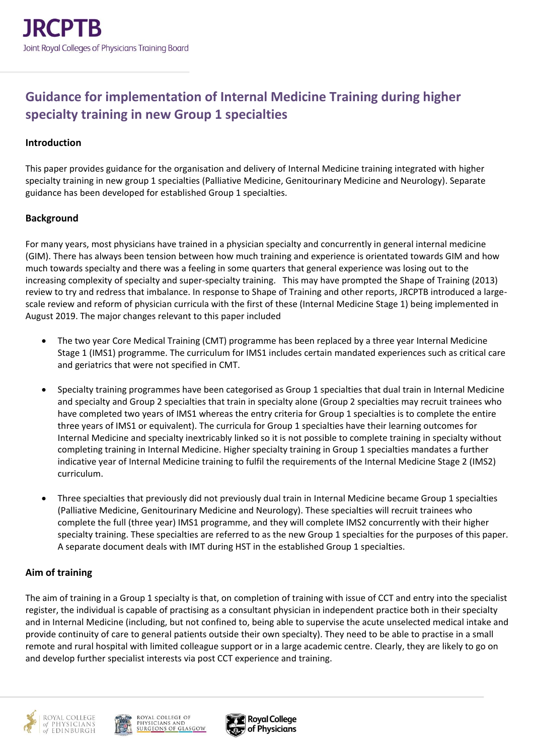# Guidance for implementation of Internal Medicine Training during higher specialty training in new Group 1 specialties

## Introduction

This paper provides guidance for the organisation and delivery of Internal Medicine training integrated with higher specialty training in new group 1 specialties (Palliative Medicine, Genitourinary Medicine and Neurology). Separate guidance has been developed for established Group 1 specialties.

## Background

For many years, most physicians have trained in a physician specialty and concurrently in general internal medicine (GIM). There has always been tension between how much training and experience is orientated towards GIM and how much towards specialty and there was a feeling in some quarters that general experience was losing out to the increasing complexity of specialty and super-specialty training. This may have prompted the Shape of Training (2013) review to try and redress that imbalance. In response to Shape of Training and other reports, JRCPTB introduced a large-scale review and reform of physician curricula with the first of these (Internal Medicine Stage 1) being implemented in August 2019. The major changes relevant to this paper included

- The two year Core Medical Training (CMT) programme has been replaced by a three year Internal Medicine Stage 1 (IMS1) programme. The curriculum for IMS1 includes certain mandated experiences such as critical care and geriatrics that were not specified in CMT.
- Specialty training programmes have been categorised as Group 1 specialties that dual train in Internal Medicine and specialty and Group 2 specialties that train in specialty alone (Group 2 specialties may recruit trainees who have completed two years of IMS1 whereas the entry criteria for Group 1 specialties is to complete the entire three years of IMS1 or equivalent). The curricula for Group 1 specialties have their learning outcomes for Internal Medicine and specialty inextricably linked so it is not possible to complete training in specialty without completing training in Internal Medicine. Higher specialty training in Group 1 specialties mandates a further indicative year of Internal Medicine training to fulfil the requirements of the Internal Medicine Stage 2 (IMS2) curriculum.
- Three specialties that previously did not previously dual train in Internal Medicine became Group 1 specialties (Palliative Medicine, Genitourinary Medicine and Neurology). These specialties will recruit trainees who complete the full (three year) IMS1 programme, and they will complete IMS2 concurrently with their higher specialty training. These specialties are referred to as the new Group 1 specialties for the purposes of this paper. A separate document deals with IMT during HST in the established Group 1 specialties.

## Aim of training

The aim of training in a Group 1 specialty is that, on completion of training with issue of CCT and entry into the specialist register, the individual is capable of practising as a consultant physician in independent practice both in their specialty and in Internal Medicine (including, but not confined to, being able to supervise the acute unselected medical intake and provide continuity of care to general patients outside their own specialty). They need to be able to practise in a small remote and rural hospital with limited colleague support or in a large academic centre. Clearly, they are likely to go on and develop further specialist interests via post CCT experience and training.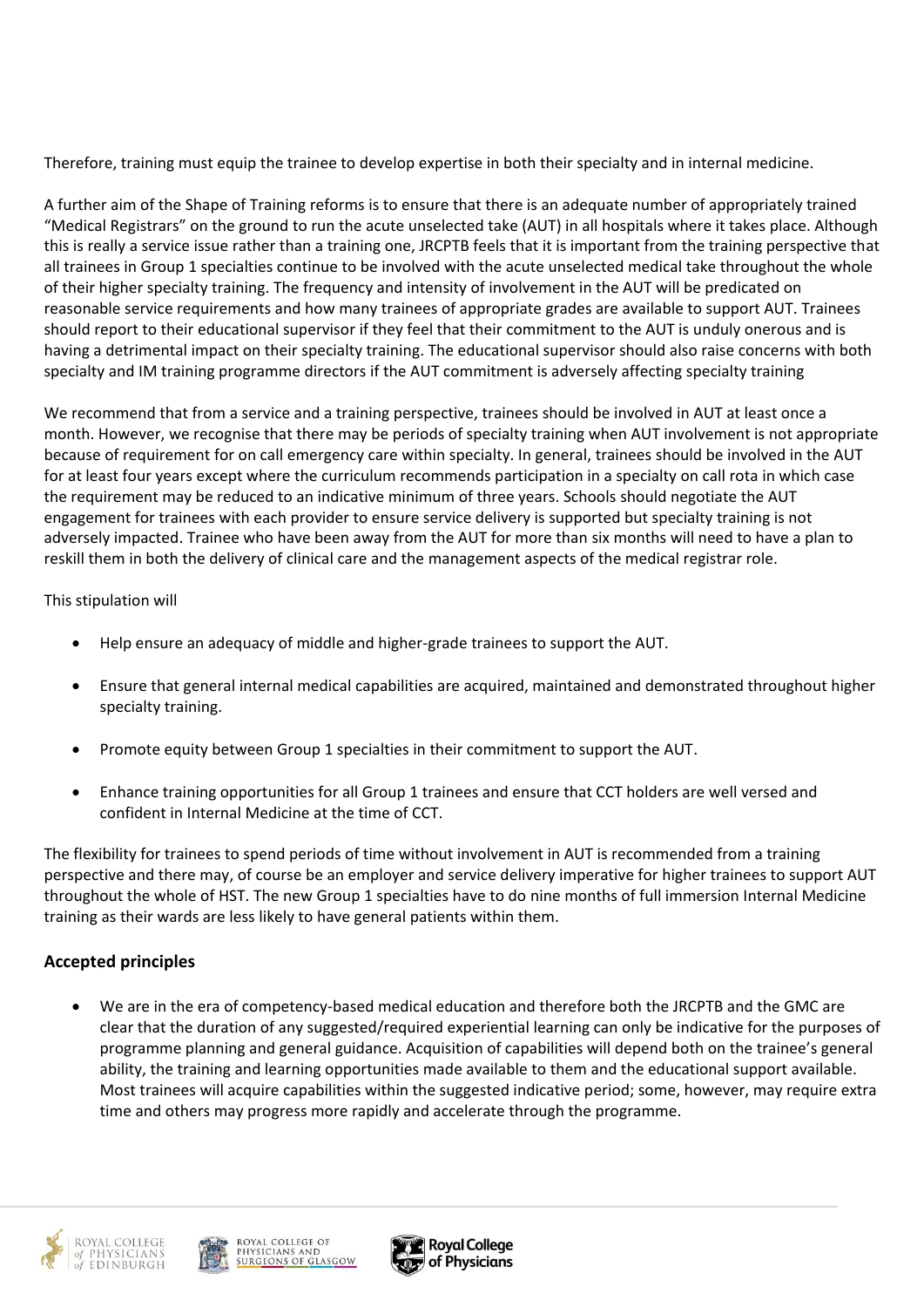Therefore, training must equip the trainee to develop expertise in both their specialty and in internal medicine.

A further aim of the Shape of Training reforms is to ensure that there is an adequate number of appropriately trained "Medical Registrars" on the ground to run the acute unselected take (AUT) in all hospitals where it takes place. Although this is really a service issue rather than a training one, JRCPTB feels that it is important from the training perspective that all trainees in Group 1 specialties continue to be involved with the acute unselected medical take throughout the whole of their higher specialty training. The frequency and intensity of involvement in the AUT will be predicated on reasonable service requirements and how many trainees of appropriate grades are available to support AUT. Trainees should report to their educational supervisor if they feel that their commitment to the AUT is unduly onerous and is having a detrimental impact on their specialty training. The educational supervisor should also raise concerns with both specialty and IM training programme directors if the AUT commitment is adversely affecting specialty training

We recommend that from a service and a training perspective, trainees should be involved in AUT at least once a month. However, we recognise that there may be periods of specialty training when AUT involvement is not appropriate because of requirement for on call emergency care within specialty. In general, trainees should be involved in the AUT for at least four years except where the curriculum recommends participation in a specialty on call rota in which case the requirement may be reduced to an indicative minimum of three years. Schools should negotiate the AUT engagement for trainees with each provider to ensure service delivery is supported but specialty training is not adversely impacted. Trainee who have been away from the AUT for more than six months will need to have a plan to reskill them in both the delivery of clinical care and the management aspects of the medical registrar role.

This stipulation will

- Help ensure an adequacy of middle and higher-grade trainees to support the AUT.
- Ensure that general internal medical capabilities are acquired, maintained and demonstrated throughout higher specialty training.
- Promote equity between Group 1 specialties in their commitment to support the AUT.
- Enhance training opportunities for all Group 1 trainees and ensure that CCT holders are well versed and confident in Internal Medicine at the time of CCT.

The flexibility for trainees to spend periods of time without involvement in AUT is recommended from a training perspective and there may, of course be an employer and service delivery imperative for higher trainees to support AUT throughout the whole of HST. The new Group 1 specialties have to do nine months of full immersion Internal Medicine training as their wards are less likely to have general patients within them.

## Accepted principles

- We are in the era of competency-based medical education and therefore both the JRCPTB and the GMC are clear that the duration of any suggested/required experiential learning can only be indicative for the purposes of programme planning and general guidance. Acquisition of capabilities will depend both on the trainee's general ability, the training and learning opportunities made available to them and the educational support available. Most trainees will acquire capabilities within the suggested indicative period; some, however, may require extra time and others may progress more rapidly and accelerate through the programme.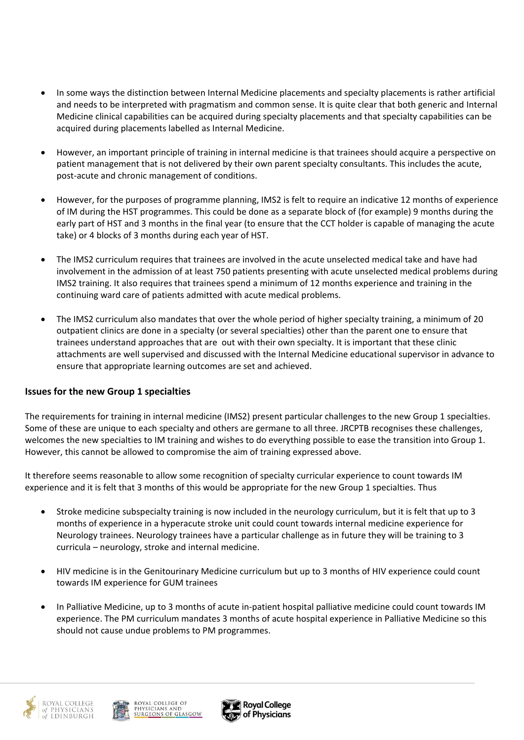- In some ways the distinction between Internal Medicine placements and specialty placements is rather artificial and needs to be interpreted with pragmatism and common sense. It is quite clear that both generic and Internal Medicine clinical capabilities can be acquired during specialty placements and that specialty capabilities can be acquired during placements labelled as Internal Medicine.

- However, an important principle of training in internal medicine is that trainees should acquire a perspective on patient management that is not delivered by their own parent specialty consultants. This includes the acute, post-acute and chronic management of conditions.

- However, for the purposes of programme planning, IMS2 is felt to require an indicative 12 months of experience of IM during the HST programmes. This could be done as a separate block of (for example) 9 months during the early part of HST and 3 months in the final year (to ensure that the CCT holder is capable of managing the acute take) or 4 blocks of 3 months during each year of HST.

- The IMS2 curriculum requires that trainees are involved in the acute unselected medical take and have had involvement in the admission of at least 750 patients presenting with acute unselected medical problems during IMS2 training. It also requires that trainees spend a minimum of 12 months experience and training in the continuing ward care of patients admitted with acute medical problems.

- The IMS2 curriculum also mandates that over the whole period of higher specialty training, a minimum of 20 outpatient clinics are done in a specialty (or several specialties) other than the parent one to ensure that trainees understand approaches that are out with their own specialty. It is important that these clinic attachments are well supervised and discussed with the Internal Medicine educational supervisor in advance to ensure that appropriate learning outcomes are set and achieved.

## Issues for the new Group 1 specialties

The requirements for training in internal medicine (IMS2) present particular challenges to the new Group 1 specialties. Some of these are unique to each specialty and others are germane to all three. JRCPTB recognises these challenges, welcomes the new specialties to IM training and wishes to do everything possible to ease the transition into Group 1. However, this cannot be allowed to compromise the aim of training expressed above.

It therefore seems reasonable to allow some recognition of specialty curricular experience to count towards IM experience and it is felt that 3 months of this would be appropriate for the new Group 1 specialties. Thus

- Stroke medicine subspecialty training is now included in the neurology curriculum, but it is felt that up to 3 months of experience in a hyperacute stroke unit could count towards internal medicine experience for Neurology trainees. Neurology trainees have a particular challenge as in future they will be training to 3 curricula – neurology, stroke and internal medicine.

- HIV medicine is in the Genitourinary Medicine curriculum but up to 3 months of HIV experience could count towards IM experience for GUM trainees

- In Palliative Medicine, up to 3 months of acute in-patient hospital palliative medicine could count towards IM experience. The PM curriculum mandates 3 months of acute hospital experience in Palliative Medicine so this should not cause undue problems to PM programmes.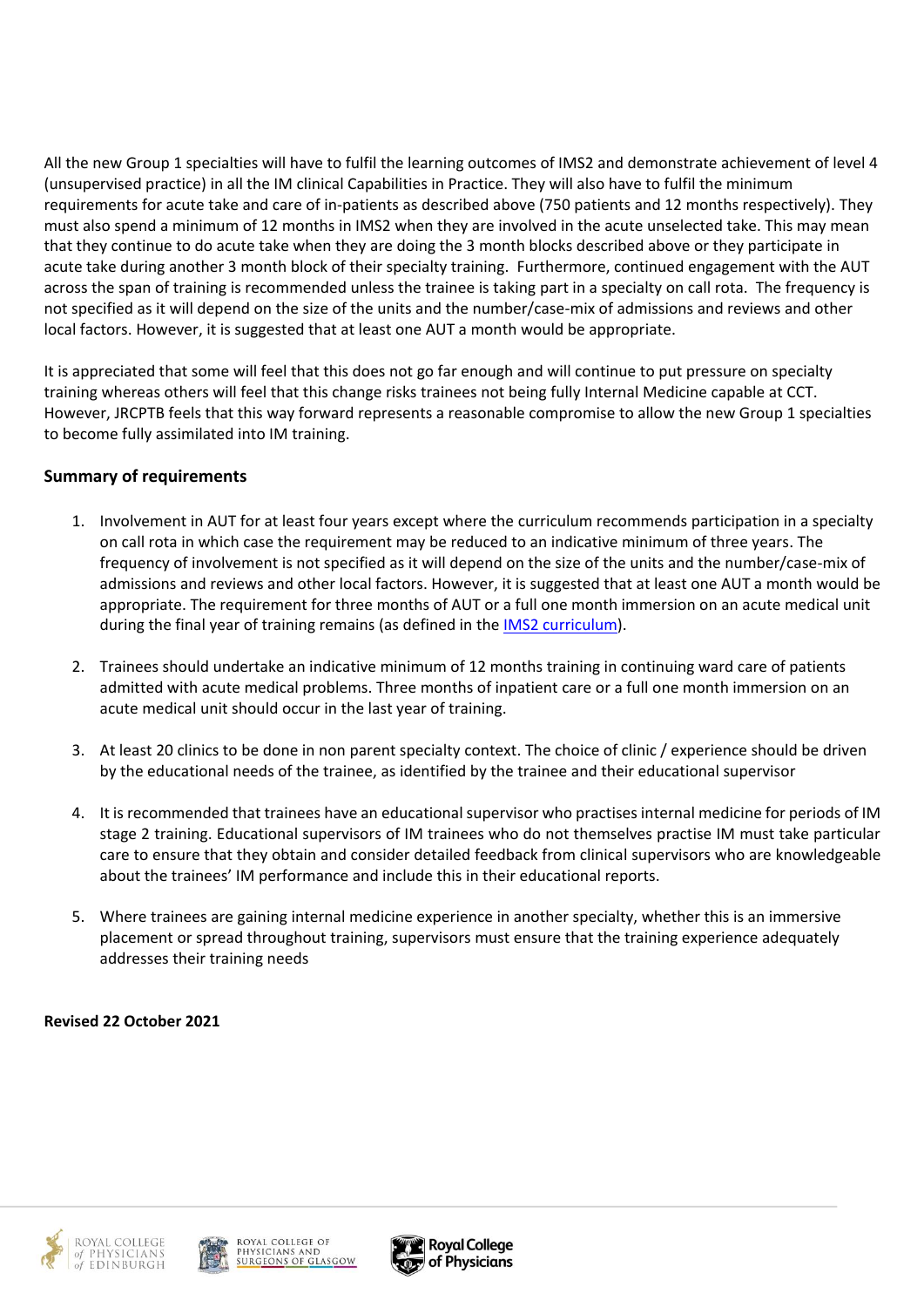All the new Group 1 specialties will have to fulfil the learning outcomes of IMS2 and demonstrate achievement of level 4 (unsupervised practice) in all the IM clinical Capabilities in Practice. They will also have to fulfil the minimum requirements for acute take and care of in-patients as described above (750 patients and 12 months respectively). They must also spend a minimum of 12 months in IMS2 when they are involved in the acute unselected take. This may mean that they continue to do acute take when they are doing the 3 month blocks described above or they participate in acute take during another 3 month block of their specialty training. Furthermore, continued engagement with the AUT across the span of training is recommended unless the trainee is taking part in a specialty on call rota. The frequency is not specified as it will depend on the size of the units and the number/case-mix of admissions and reviews and other local factors. However, it is suggested that at least one AUT a month would be appropriate.

It is appreciated that some will feel that this does not go far enough and will continue to put pressure on specialty training whereas others will feel that this change risks trainees not being fully Internal Medicine capable at CCT. However, JRCPTB feels that this way forward represents a reasonable compromise to allow the new Group 1 specialties to become fully assimilated into IM training.

## Summary of requirements

1. Involvement in AUT for at least four years except where the curriculum recommends participation in a specialty on call rota in which case the requirement may be reduced to an indicative minimum of three years. The frequency of involvement is not specified as it will depend on the size of the units and the number/case-mix of admissions and reviews and other local factors. However, it is suggested that at least one AUT a month would be appropriate. The requirement for three months of AUT or a full one month immersion on an acute medical unit during the final year of training remains (as defined in the IMS2 curriculum).

2. Trainees should undertake an indicative minimum of 12 months training in continuing ward care of patients admitted with acute medical problems. Three months of inpatient care or a full one month immersion on an acute medical unit should occur in the last year of training.

3. At least 20 clinics to be done in non parent specialty context. The choice of clinic / experience should be driven by the educational needs of the trainee, as identified by the trainee and their educational supervisor

4. It is recommended that trainees have an educational supervisor who practises internal medicine for periods of IM stage 2 training. Educational supervisors of IM trainees who do not themselves practise IM must take particular care to ensure that they obtain and consider detailed feedback from clinical supervisors who are knowledgeable about the trainees' IM performance and include this in their educational reports.

5. Where trainees are gaining internal medicine experience in another specialty, whether this is an immersive placement or spread throughout training, supervisors must ensure that the training experience adequately addresses their training needs

**Revised 22 October 2021**